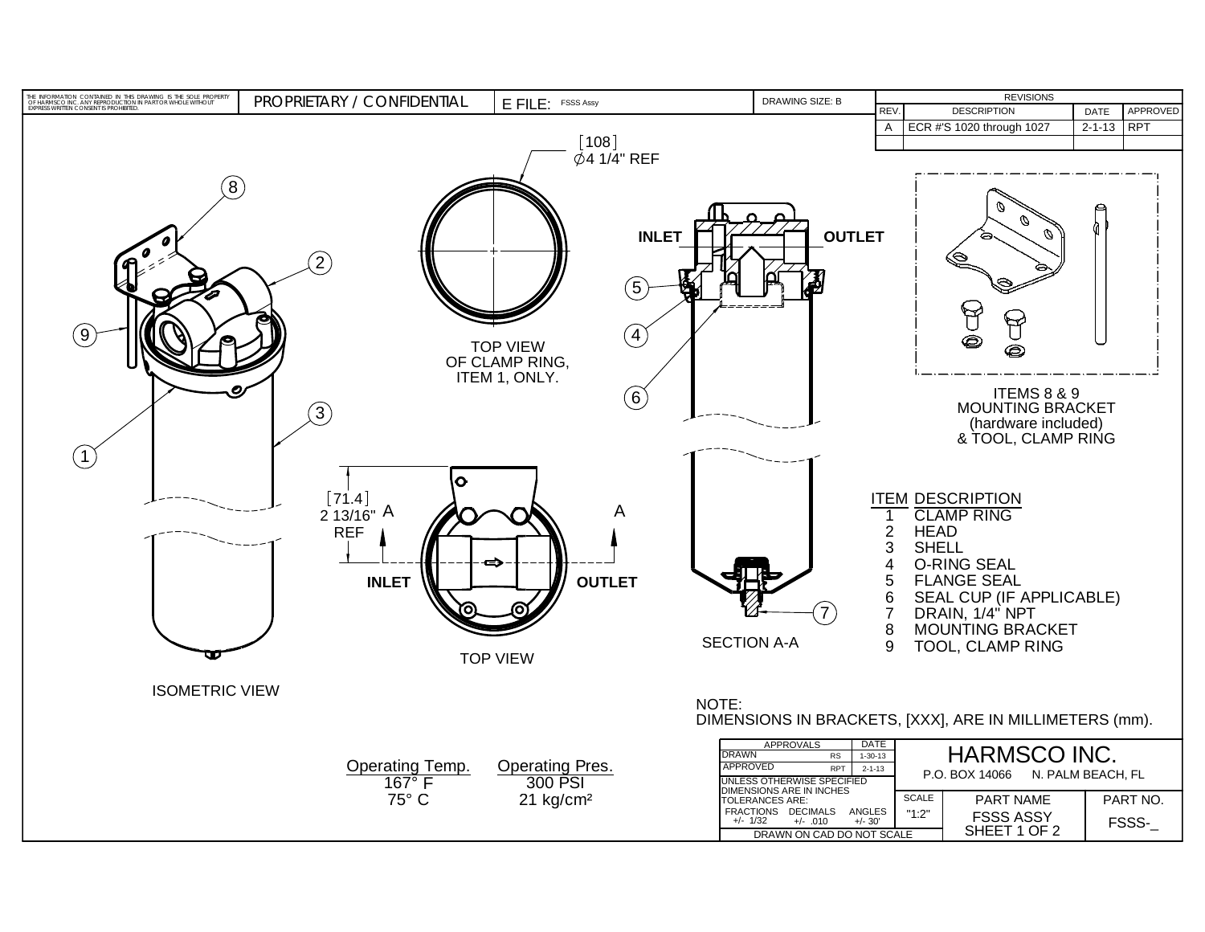THE INFORMATION CONTAINED IN THIS DRAWING IS THE SOLE PROPERTY OF HARMSCO INC. ANY REPRODUCTION IN PART OR WHOLE WITHOUT EXPRESS WRITTEN CONSENT IS PROHIBITED.

PROPRIETARY / CONFIDENTIAL

E FILE: FSSS Assy

DRAWING SIZE: B

| REVISIONS | | | |
|---|---|---|---|
| REV. | DESCRIPTION | DATE | APPROVED |
| A | ECR #'S 1020 through 1027 | 2-1-13 | RPT |

[108]
∅4 1/4" REF

TOP VIEW OF CLAMP RING, ITEM 1, ONLY.

INLET

OUTLET

ISOMETRIC VIEW

[71.4]
2 13/16" REF

A — A

INLET

OUTLET

TOP VIEW

SECTION A-A

ITEMS 8 & 9
MOUNTING BRACKET
(hardware included)
& TOOL, CLAMP RING

| ITEM | DESCRIPTION |
|---|---|
| 1 | CLAMP RING |
| 2 | HEAD |
| 3 | SHELL |
| 4 | O-RING SEAL |
| 5 | FLANGE SEAL |
| 6 | SEAL CUP (IF APPLICABLE) |
| 7 | DRAIN, 1/4" NPT |
| 8 | MOUNTING BRACKET |
| 9 | TOOL, CLAMP RING |

NOTE:
DIMENSIONS IN BRACKETS, [XXX], ARE IN MILLIMETERS (mm).

| Operating Temp. | Operating Pres. |
|---|---|
| 167° F | 300 PSI |
| 75° C | 21 kg/cm² |

| APPROVALS | | DATE |
|---|---|---|
| DRAWN | RS | 1-30-13 |
| APPROVED | RPT | 2-1-13 |

UNLESS OTHERWISE SPECIFIED DIMENSIONS ARE IN INCHES
TOLERANCES ARE:

| FRACTIONS | DECIMALS | ANGLES |
|---|---|---|
| +/- 1/32 | +/- .010 | +/- 30' |

DRAWN ON CAD DO NOT SCALE

HARMSCO INC.
P.O. BOX 14066 N. PALM BEACH, FL

| SCALE | PART NAME | PART NO. |
|---|---|---|
| "1:2" | FSSS ASSY SHEET 1 OF 2 | FSSS-_ |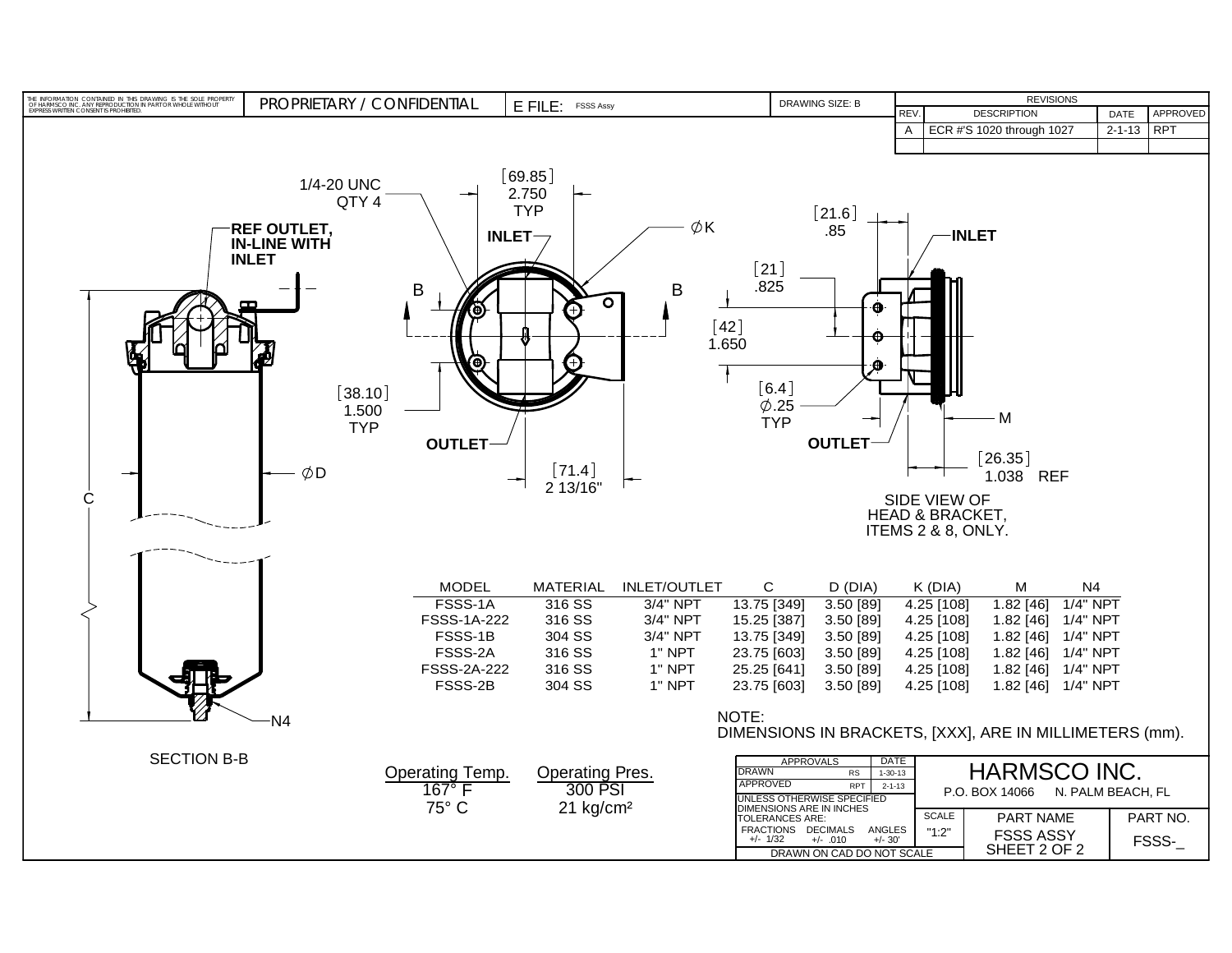THE INFORMATION CONTAINED IN THIS DRAWING IS THE SOLE PROPERTY OF HARMSCO INC. ANY REPRODUCTION IN PART OR WHOLE WITHOUT EXPRESS WRITTEN CONSENT IS PROHIBITED.

PROPRIETARY / CONFIDENTIAL

E FILE: FSSS Assy

DRAWING SIZE: B

| REVISIONS | | | |
|---|---|---|---|
| REV. | DESCRIPTION | DATE | APPROVED |
| A | ECR #'S 1020 through 1027 | 2-1-13 | RPT |

1/4-20 UNC QTY 4

[69.85] 2.750 TYP

REF OUTLET, IN-LINE WITH INLET

INLET

ØK

B B

[38.10] 1.500 TYP

OUTLET

[71.4] 2 13/16"

ØD

C

N4

SECTION B-B

[21.6] .85

INLET

[21] .825

[42] 1.650

[6.4] Ø.25 TYP

OUTLET

M

[26.35] 1.038 REF

SIDE VIEW OF HEAD & BRACKET, ITEMS 2 & 8, ONLY.

| MODEL | MATERIAL | INLET/OUTLET | C | D (DIA) | K (DIA) | M | N4 |
|---|---|---|---|---|---|---|---|
| FSSS-1A | 316 SS | 3/4" NPT | 13.75 [349] | 3.50 [89] | 4.25 [108] | 1.82 [46] | 1/4" NPT |
| FSSS-1A-222 | 316 SS | 3/4" NPT | 15.25 [387] | 3.50 [89] | 4.25 [108] | 1.82 [46] | 1/4" NPT |
| FSSS-1B | 304 SS | 3/4" NPT | 13.75 [349] | 3.50 [89] | 4.25 [108] | 1.82 [46] | 1/4" NPT |
| FSSS-2A | 316 SS | 1" NPT | 23.75 [603] | 3.50 [89] | 4.25 [108] | 1.82 [46] | 1/4" NPT |
| FSSS-2A-222 | 316 SS | 1" NPT | 25.25 [641] | 3.50 [89] | 4.25 [108] | 1.82 [46] | 1/4" NPT |
| FSSS-2B | 304 SS | 1" NPT | 23.75 [603] | 3.50 [89] | 4.25 [108] | 1.82 [46] | 1/4" NPT |

NOTE:
DIMENSIONS IN BRACKETS, [XXX], ARE IN MILLIMETERS (mm).

| Operating Temp. | Operating Pres. |
|---|---|
| 167° F | 300 PSI |
| 75° C | 21 kg/cm² |

| APPROVALS | | DATE |
|---|---|---|
| DRAWN | RS | 1-30-13 |
| APPROVED | RPT | 2-1-13 |

UNLESS OTHERWISE SPECIFIED DIMENSIONS ARE IN INCHES
TOLERANCES ARE:
FRACTIONS +/- 1/32 — DECIMALS +/- .010 — ANGLES +/- 30'

DRAWN ON CAD DO NOT SCALE

SCALE: "1:2"

HARMSCO INC.
P.O. BOX 14066 N. PALM BEACH, FL

PART NAME: FSSS ASSY SHEET 2 OF 2

PART NO.: FSSS-_